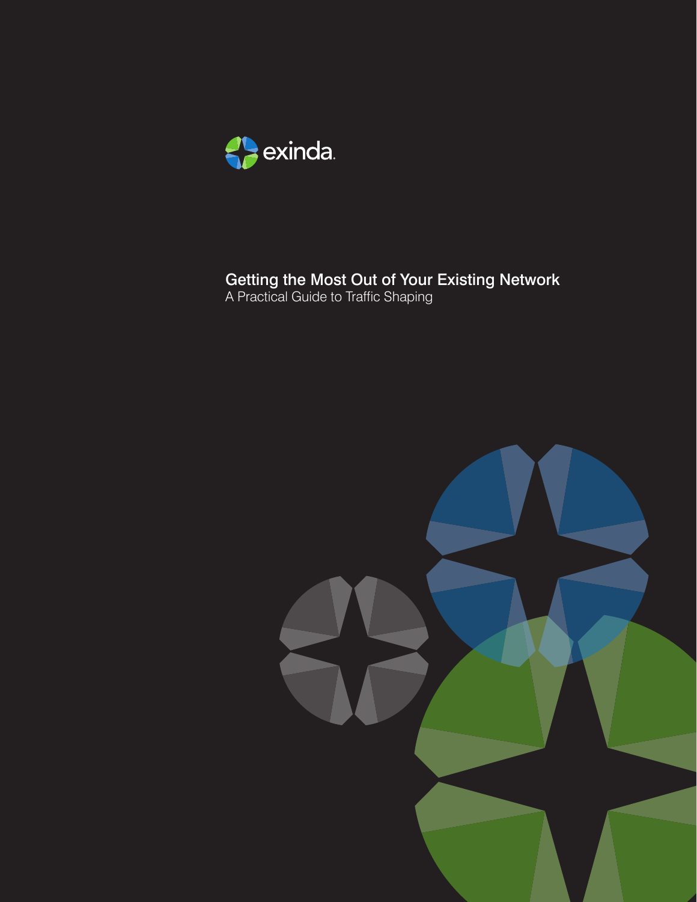exinda

# Getting the Most Out of Your Existing Network

A Practical Guide to Traffic Shaping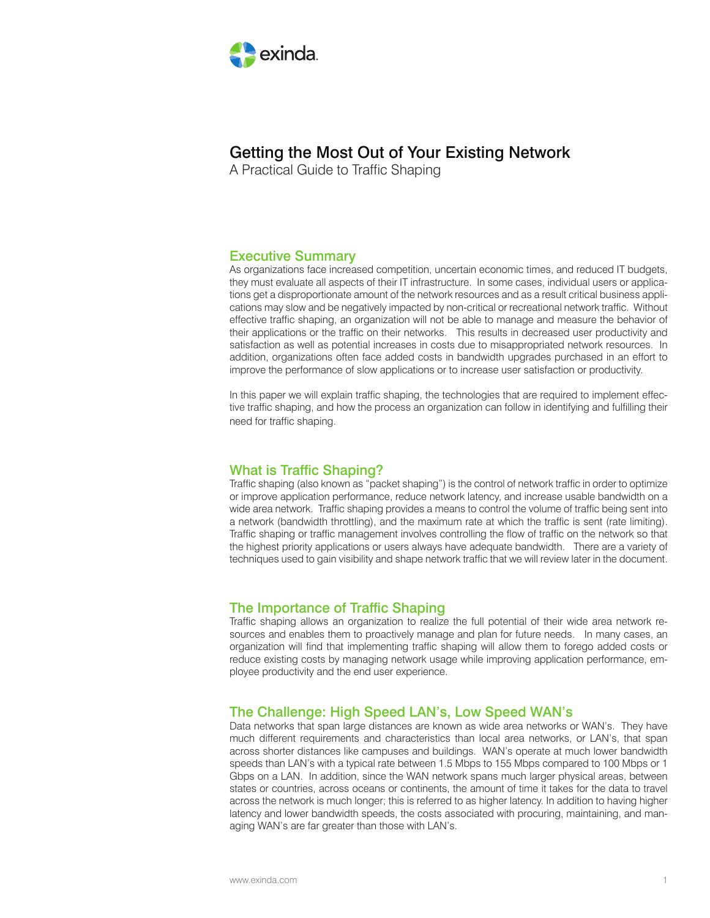# Getting the Most Out of Your Existing Network

A Practical Guide to Traffic Shaping

## Executive Summary

As organizations face increased competition, uncertain economic times, and reduced IT budgets, they must evaluate all aspects of their IT infrastructure. In some cases, individual users or applications get a disproportionate amount of the network resources and as a result critical business applications may slow and be negatively impacted by non-critical or recreational network traffic. Without effective traffic shaping, an organization will not be able to manage and measure the behavior of their applications or the traffic on their networks. This results in decreased user productivity and satisfaction as well as potential increases in costs due to misappropriated network resources. In addition, organizations often face added costs in bandwidth upgrades purchased in an effort to improve the performance of slow applications or to increase user satisfaction or productivity.

In this paper we will explain traffic shaping, the technologies that are required to implement effective traffic shaping, and how the process an organization can follow in identifying and fulfilling their need for traffic shaping.

## What is Traffic Shaping?

Traffic shaping (also known as "packet shaping") is the control of network traffic in order to optimize or improve application performance, reduce network latency, and increase usable bandwidth on a wide area network. Traffic shaping provides a means to control the volume of traffic being sent into a network (bandwidth throttling), and the maximum rate at which the traffic is sent (rate limiting). Traffic shaping or traffic management involves controlling the flow of traffic on the network so that the highest priority applications or users always have adequate bandwidth. There are a variety of techniques used to gain visibility and shape network traffic that we will review later in the document.

## The Importance of Traffic Shaping

Traffic shaping allows an organization to realize the full potential of their wide area network resources and enables them to proactively manage and plan for future needs. In many cases, an organization will find that implementing traffic shaping will allow them to forego added costs or reduce existing costs by managing network usage while improving application performance, employee productivity and the end user experience.

## The Challenge: High Speed LAN's, Low Speed WAN's

Data networks that span large distances are known as wide area networks or WAN's. They have much different requirements and characteristics than local area networks, or LAN's, that span across shorter distances like campuses and buildings. WAN's operate at much lower bandwidth speeds than LAN's with a typical rate between 1.5 Mbps to 155 Mbps compared to 100 Mbps or 1 Gbps on a LAN. In addition, since the WAN network spans much larger physical areas, between states or countries, across oceans or continents, the amount of time it takes for the data to travel across the network is much longer; this is referred to as higher latency. In addition to having higher latency and lower bandwidth speeds, the costs associated with procuring, maintaining, and managing WAN's are far greater than those with LAN's.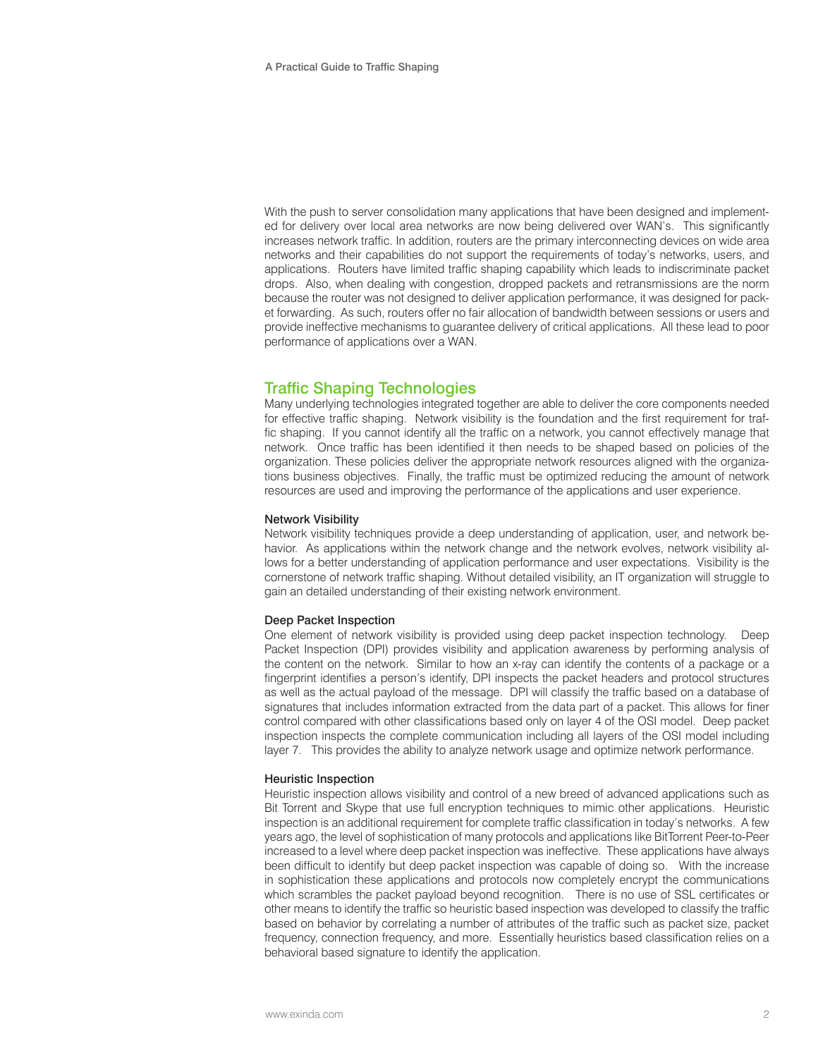With the push to server consolidation many applications that have been designed and implemented for delivery over local area networks are now being delivered over WAN's. This significantly increases network traffic. In addition, routers are the primary interconnecting devices on wide area networks and their capabilities do not support the requirements of today's networks, users, and applications. Routers have limited traffic shaping capability which leads to indiscriminate packet drops. Also, when dealing with congestion, dropped packets and retransmissions are the norm because the router was not designed to deliver application performance, it was designed for packet forwarding. As such, routers offer no fair allocation of bandwidth between sessions or users and provide ineffective mechanisms to guarantee delivery of critical applications. All these lead to poor performance of applications over a WAN.

## Traffic Shaping Technologies

Many underlying technologies integrated together are able to deliver the core components needed for effective traffic shaping. Network visibility is the foundation and the first requirement for traffic shaping. If you cannot identify all the traffic on a network, you cannot effectively manage that network. Once traffic has been identified it then needs to be shaped based on policies of the organization. These policies deliver the appropriate network resources aligned with the organizations business objectives. Finally, the traffic must be optimized reducing the amount of network resources are used and improving the performance of the applications and user experience.

### Network Visibility

Network visibility techniques provide a deep understanding of application, user, and network behavior. As applications within the network change and the network evolves, network visibility allows for a better understanding of application performance and user expectations. Visibility is the cornerstone of network traffic shaping. Without detailed visibility, an IT organization will struggle to gain an detailed understanding of their existing network environment.

### Deep Packet Inspection

One element of network visibility is provided using deep packet inspection technology. Deep Packet Inspection (DPI) provides visibility and application awareness by performing analysis of the content on the network. Similar to how an x-ray can identify the contents of a package or a fingerprint identifies a person's identify, DPI inspects the packet headers and protocol structures as well as the actual payload of the message. DPI will classify the traffic based on a database of signatures that includes information extracted from the data part of a packet. This allows for finer control compared with other classifications based only on layer 4 of the OSI model. Deep packet inspection inspects the complete communication including all layers of the OSI model including layer 7. This provides the ability to analyze network usage and optimize network performance.

### Heuristic Inspection

Heuristic inspection allows visibility and control of a new breed of advanced applications such as Bit Torrent and Skype that use full encryption techniques to mimic other applications. Heuristic inspection is an additional requirement for complete traffic classification in today's networks. A few years ago, the level of sophistication of many protocols and applications like BitTorrent Peer-to-Peer increased to a level where deep packet inspection was ineffective. These applications have always been difficult to identify but deep packet inspection was capable of doing so. With the increase in sophistication these applications and protocols now completely encrypt the communications which scrambles the packet payload beyond recognition. There is no use of SSL certificates or other means to identify the traffic so heuristic based inspection was developed to classify the traffic based on behavior by correlating a number of attributes of the traffic such as packet size, packet frequency, connection frequency, and more. Essentially heuristics based classification relies on a behavioral based signature to identify the application.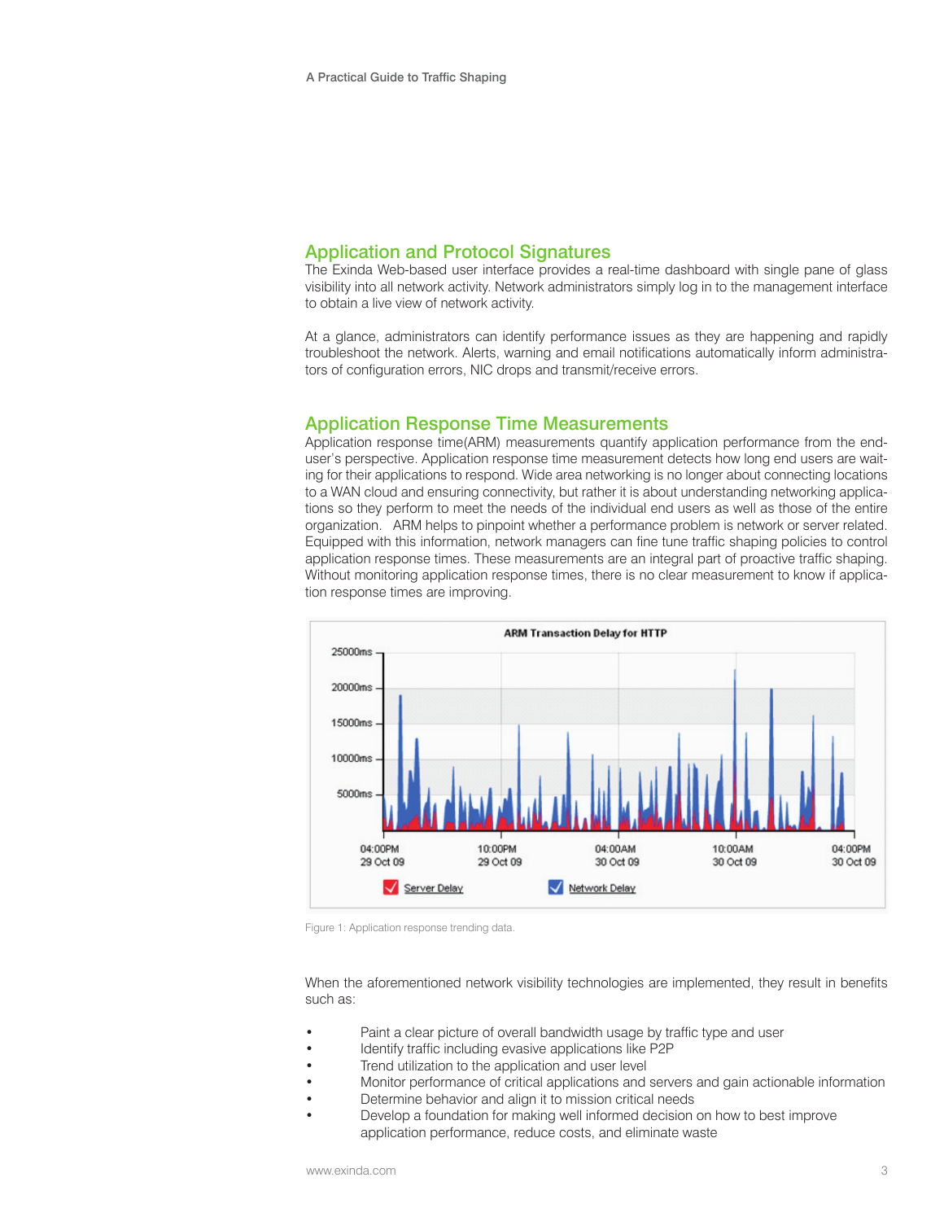## Application and Protocol Signatures

The Exinda Web-based user interface provides a real-time dashboard with single pane of glass visibility into all network activity. Network administrators simply log in to the management interface to obtain a live view of network activity.

At a glance, administrators can identify performance issues as they are happening and rapidly troubleshoot the network. Alerts, warning and email notifications automatically inform administrators of configuration errors, NIC drops and transmit/receive errors.

## Application Response Time Measurements

Application response time(ARM) measurements quantify application performance from the end-user's perspective. Application response time measurement detects how long end users are waiting for their applications to respond. Wide area networking is no longer about connecting locations to a WAN cloud and ensuring connectivity, but rather it is about understanding networking applications so they perform to meet the needs of the individual end users as well as those of the entire organization. ARM helps to pinpoint whether a performance problem is network or server related. Equipped with this information, network managers can fine tune traffic shaping policies to control application response times. These measurements are an integral part of proactive traffic shaping. Without monitoring application response times, there is no clear measurement to know if application response times are improving.

Figure 1: Application response trending data.

When the aforementioned network visibility technologies are implemented, they result in benefits such as:

- Paint a clear picture of overall bandwidth usage by traffic type and user
- Identify traffic including evasive applications like P2P
- Trend utilization to the application and user level
- Monitor performance of critical applications and servers and gain actionable information
- Determine behavior and align it to mission critical needs
- Develop a foundation for making well informed decision on how to best improve application performance, reduce costs, and eliminate waste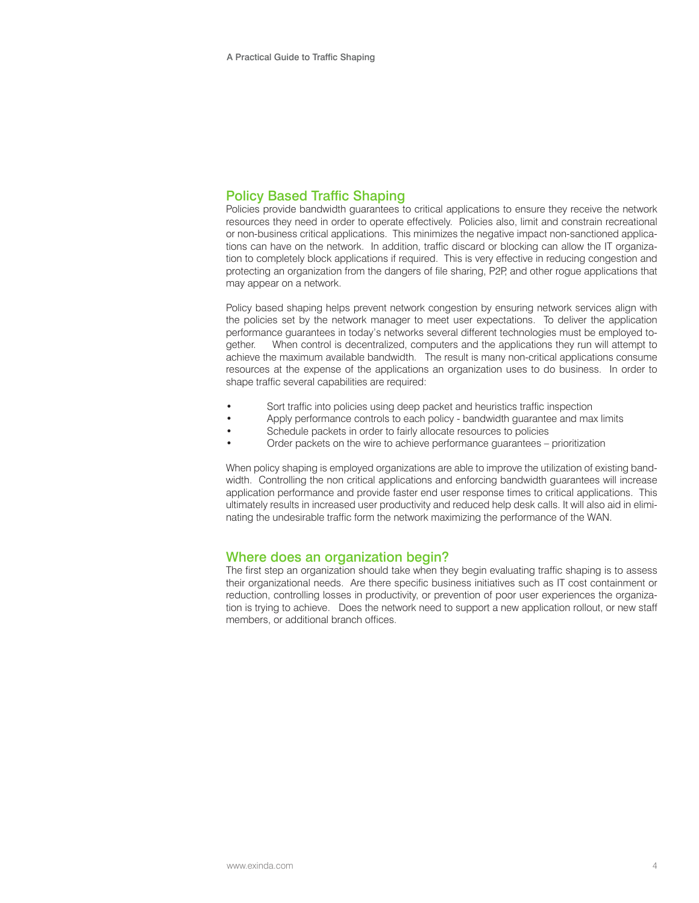## Policy Based Traffic Shaping

Policies provide bandwidth guarantees to critical applications to ensure they receive the network resources they need in order to operate effectively. Policies also, limit and constrain recreational or non-business critical applications. This minimizes the negative impact non-sanctioned applications can have on the network. In addition, traffic discard or blocking can allow the IT organization to completely block applications if required. This is very effective in reducing congestion and protecting an organization from the dangers of file sharing, P2P, and other rogue applications that may appear on a network.

Policy based shaping helps prevent network congestion by ensuring network services align with the policies set by the network manager to meet user expectations. To deliver the application performance guarantees in today's networks several different technologies must be employed together. When control is decentralized, computers and the applications they run will attempt to achieve the maximum available bandwidth. The result is many non-critical applications consume resources at the expense of the applications an organization uses to do business. In order to shape traffic several capabilities are required:

- Sort traffic into policies using deep packet and heuristics traffic inspection
- Apply performance controls to each policy - bandwidth guarantee and max limits
- Schedule packets in order to fairly allocate resources to policies
- Order packets on the wire to achieve performance guarantees – prioritization

When policy shaping is employed organizations are able to improve the utilization of existing bandwidth. Controlling the non critical applications and enforcing bandwidth guarantees will increase application performance and provide faster end user response times to critical applications. This ultimately results in increased user productivity and reduced help desk calls. It will also aid in eliminating the undesirable traffic form the network maximizing the performance of the WAN.

## Where does an organization begin?

The first step an organization should take when they begin evaluating traffic shaping is to assess their organizational needs. Are there specific business initiatives such as IT cost containment or reduction, controlling losses in productivity, or prevention of poor user experiences the organization is trying to achieve. Does the network need to support a new application rollout, or new staff members, or additional branch offices.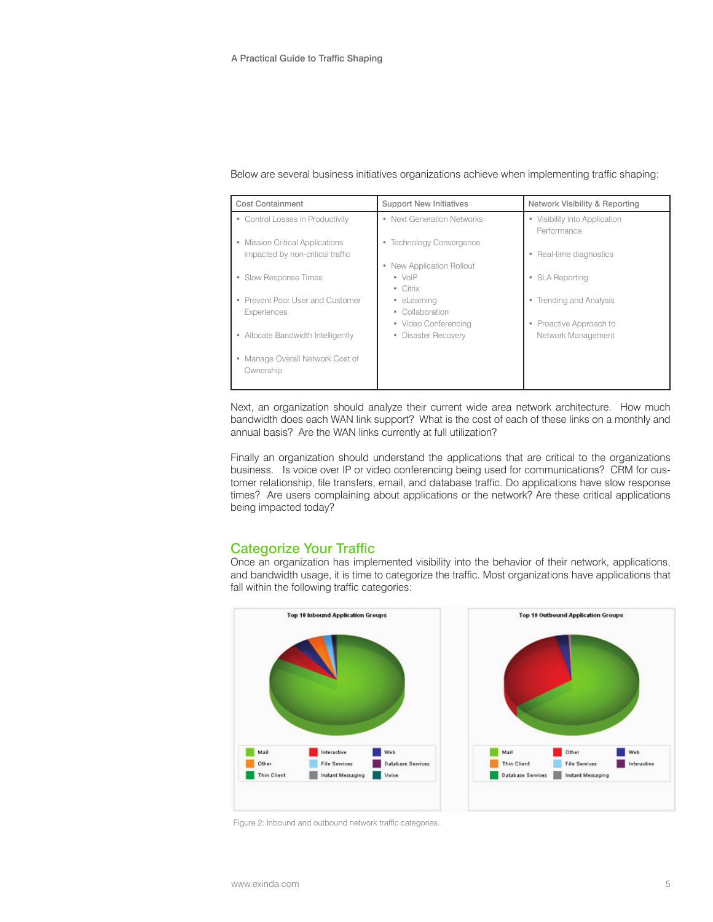Below are several business initiatives organizations achieve when implementing traffic shaping:

| Cost Containment | Support New Initiatives | Network Visibility & Reporting |
|---|---|---|
| • Control Losses in Productivity<br><br>• Mission Critical Applications impacted by non-critical traffic<br><br>• Slow Response Times<br><br>• Prevent Poor User and Customer Experiences<br><br>• Allocate Bandwidth Intelligently<br><br>• Manage Overall Network Cost of Ownership | • Next Generation Networks<br><br>• Technology Convergence<br><br>• New Application Rollout<br>  • VoIP<br>  • Citrix<br>  • eLearning<br>  • Collaboration<br>  • Video Conferencing<br>  • Disaster Recovery | • Visibility into Application Performance<br><br>• Real-time diagnostics<br><br>• SLA Reporting<br><br>• Trending and Analysis<br><br>• Proactive Approach to Network Management |

Next, an organization should analyze their current wide area network architecture. How much bandwidth does each WAN link support? What is the cost of each of these links on a monthly and annual basis? Are the WAN links currently at full utilization?

Finally an organization should understand the applications that are critical to the organizations business. Is voice over IP or video conferencing being used for communications? CRM for customer relationship, file transfers, email, and database traffic. Do applications have slow response times? Are users complaining about applications or the network? Are these critical applications being impacted today?

## Categorize Your Traffic

Once an organization has implemented visibility into the behavior of their network, applications, and bandwidth usage, it is time to categorize the traffic. Most organizations have applications that fall within the following traffic categories:

Figure 2: Inbound and outbound network traffic categories.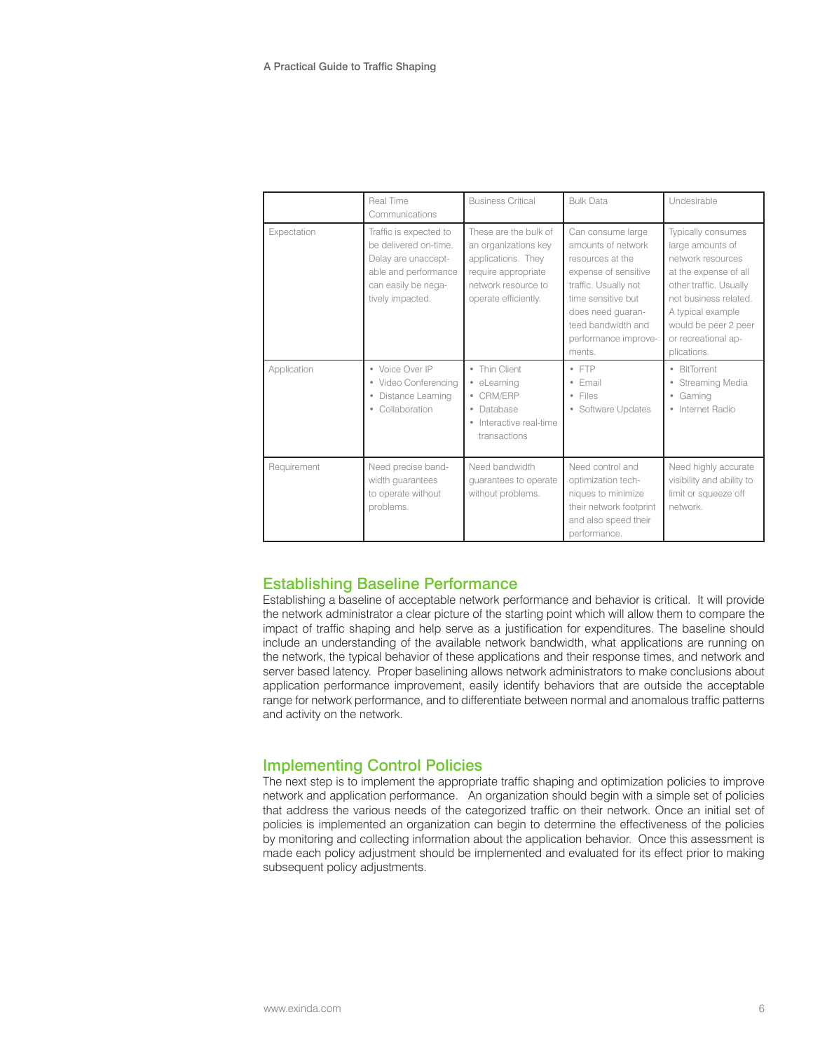| | Real Time Communications | Business Critical | Bulk Data | Undesirable |
|---|---|---|---|---|
| Expectation | Traffic is expected to be delivered on-time. Delay are unacceptable and performance can easily be negatively impacted. | These are the bulk of an organizations key applications. They require appropriate network resource to operate efficiently. | Can consume large amounts of network resources at the expense of sensitive traffic. Usually not time sensitive but does need guaranteed bandwidth and performance improvements. | Typically consumes large amounts of network resources at the expense of all other traffic. Usually not business related. A typical example would be peer 2 peer or recreational applications. |
| Application | • Voice Over IP<br>• Video Conferencing<br>• Distance Learning<br>• Collaboration | • Thin Client<br>• eLearning<br>• CRM/ERP<br>• Database<br>• Interactive real-time transactions | • FTP<br>• Email<br>• Files<br>• Software Updates | • BitTorrent<br>• Streaming Media<br>• Gaming<br>• Internet Radio |
| Requirement | Need precise bandwidth guarantees to operate without problems. | Need bandwidth guarantees to operate without problems. | Need control and optimization techniques to minimize their network footprint and also speed their performance. | Need highly accurate visibility and ability to limit or squeeze off network. |

## Establishing Baseline Performance

Establishing a baseline of acceptable network performance and behavior is critical. It will provide the network administrator a clear picture of the starting point which will allow them to compare the impact of traffic shaping and help serve as a justification for expenditures. The baseline should include an understanding of the available network bandwidth, what applications are running on the network, the typical behavior of these applications and their response times, and network and server based latency. Proper baselining allows network administrators to make conclusions about application performance improvement, easily identify behaviors that are outside the acceptable range for network performance, and to differentiate between normal and anomalous traffic patterns and activity on the network.

## Implementing Control Policies

The next step is to implement the appropriate traffic shaping and optimization policies to improve network and application performance. An organization should begin with a simple set of policies that address the various needs of the categorized traffic on their network. Once an initial set of policies is implemented an organization can begin to determine the effectiveness of the policies by monitoring and collecting information about the application behavior. Once this assessment is made each policy adjustment should be implemented and evaluated for its effect prior to making subsequent policy adjustments.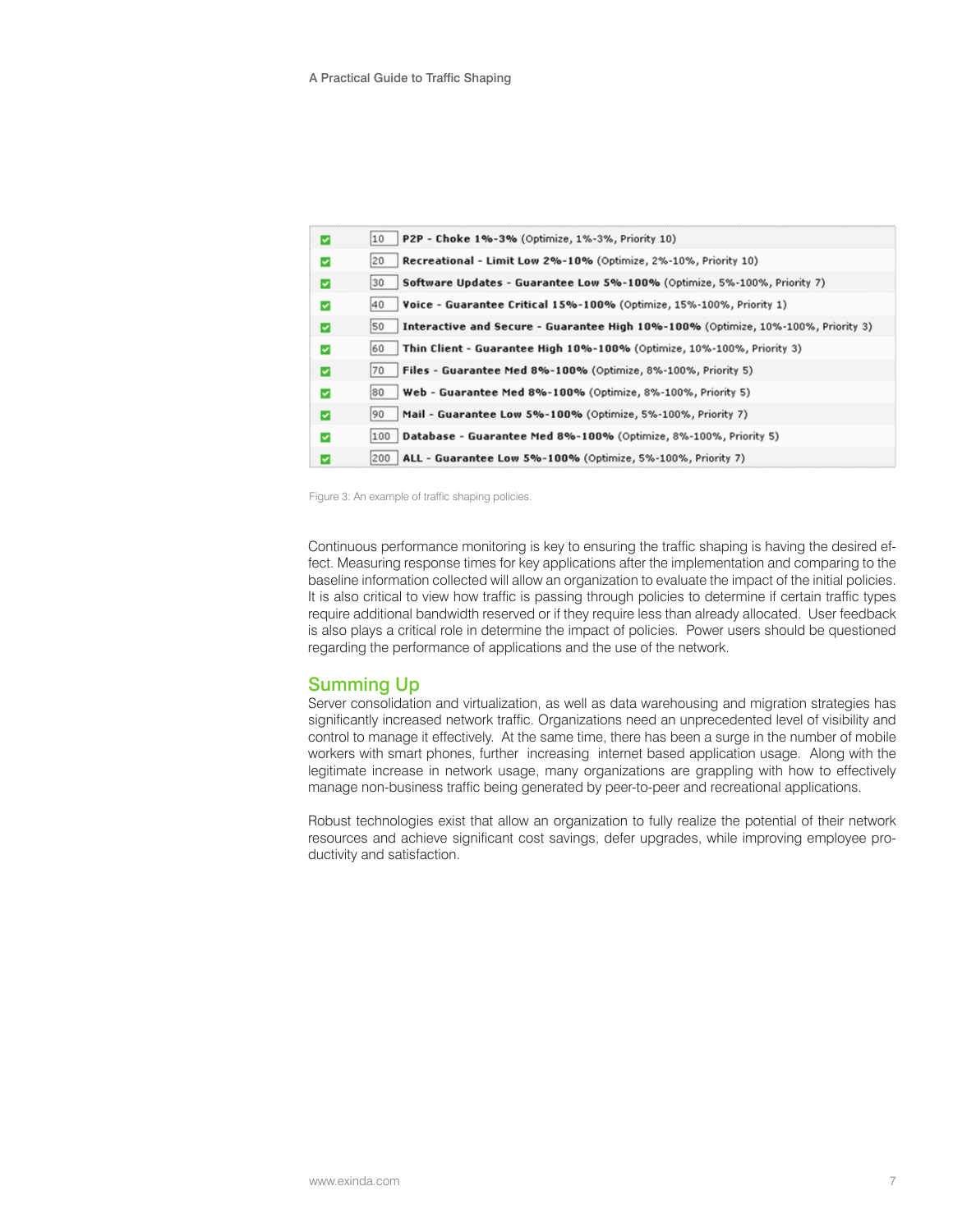| | | |
|---|---|---|
| ☑ | 10 | **P2P - Choke 1%-3%** (Optimize, 1%-3%, Priority 10) |
| ☑ | 20 | **Recreational - Limit Low 2%-10%** (Optimize, 2%-10%, Priority 10) |
| ☑ | 30 | **Software Updates - Guarantee Low 5%-100%** (Optimize, 5%-100%, Priority 7) |
| ☑ | 40 | **Voice - Guarantee Critical 15%-100%** (Optimize, 15%-100%, Priority 1) |
| ☑ | 50 | **Interactive and Secure - Guarantee High 10%-100%** (Optimize, 10%-100%, Priority 3) |
| ☑ | 60 | **Thin Client - Guarantee High 10%-100%** (Optimize, 10%-100%, Priority 3) |
| ☑ | 70 | **Files - Guarantee Med 8%-100%** (Optimize, 8%-100%, Priority 5) |
| ☑ | 80 | **Web - Guarantee Med 8%-100%** (Optimize, 8%-100%, Priority 5) |
| ☑ | 90 | **Mail - Guarantee Low 5%-100%** (Optimize, 5%-100%, Priority 7) |
| ☑ | 100 | **Database - Guarantee Med 8%-100%** (Optimize, 8%-100%, Priority 5) |
| ☑ | 200 | **ALL - Guarantee Low 5%-100%** (Optimize, 5%-100%, Priority 7) |

Figure 3: An example of traffic shaping policies.

Continuous performance monitoring is key to ensuring the traffic shaping is having the desired effect. Measuring response times for key applications after the implementation and comparing to the baseline information collected will allow an organization to evaluate the impact of the initial policies. It is also critical to view how traffic is passing through policies to determine if certain traffic types require additional bandwidth reserved or if they require less than already allocated. User feedback is also plays a critical role in determine the impact of policies. Power users should be questioned regarding the performance of applications and the use of the network.

## Summing Up

Server consolidation and virtualization, as well as data warehousing and migration strategies has significantly increased network traffic. Organizations need an unprecedented level of visibility and control to manage it effectively. At the same time, there has been a surge in the number of mobile workers with smart phones, further increasing internet based application usage. Along with the legitimate increase in network usage, many organizations are grappling with how to effectively manage non-business traffic being generated by peer-to-peer and recreational applications.

Robust technologies exist that allow an organization to fully realize the potential of their network resources and achieve significant cost savings, defer upgrades, while improving employee productivity and satisfaction.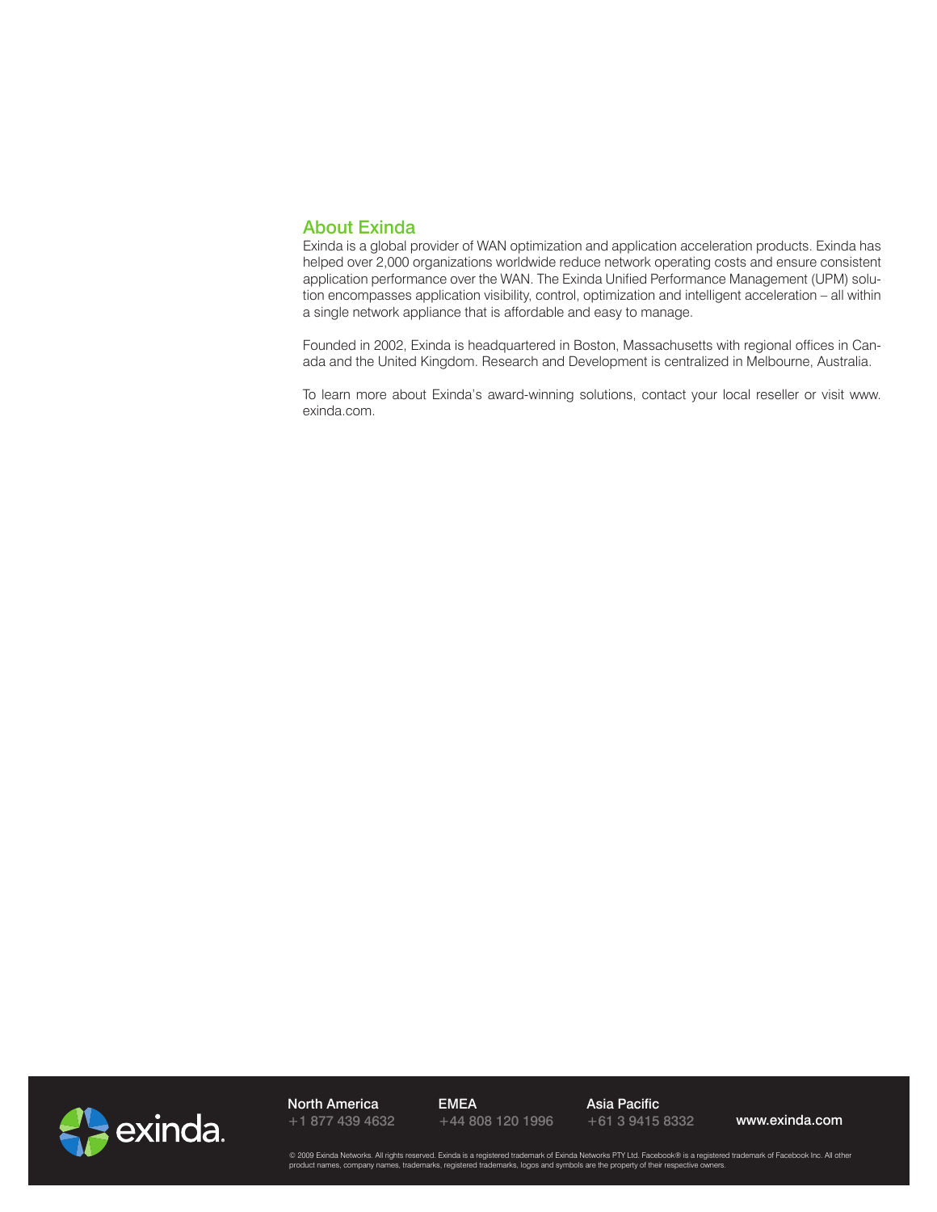## About Exinda

Exinda is a global provider of WAN optimization and application acceleration products. Exinda has helped over 2,000 organizations worldwide reduce network operating costs and ensure consistent application performance over the WAN. The Exinda Unified Performance Management (UPM) solution encompasses application visibility, control, optimization and intelligent acceleration – all within a single network appliance that is affordable and easy to manage.

Founded in 2002, Exinda is headquartered in Boston, Massachusetts with regional offices in Canada and the United Kingdom. Research and Development is centralized in Melbourne, Australia.

To learn more about Exinda's award-winning solutions, contact your local reseller or visit www.exinda.com.

exinda.

**North America**
+1 877 439 4632

**EMEA**
+44 808 120 1996

**Asia Pacific**
+61 3 9415 8332

www.exinda.com

© 2009 Exinda Networks. All rights reserved. Exinda is a registered trademark of Exinda Networks PTY Ltd. Facebook® is a registered trademark of Facebook Inc. All other product names, company names, trademarks, registered trademarks, logos and symbols are the property of their respective owners.